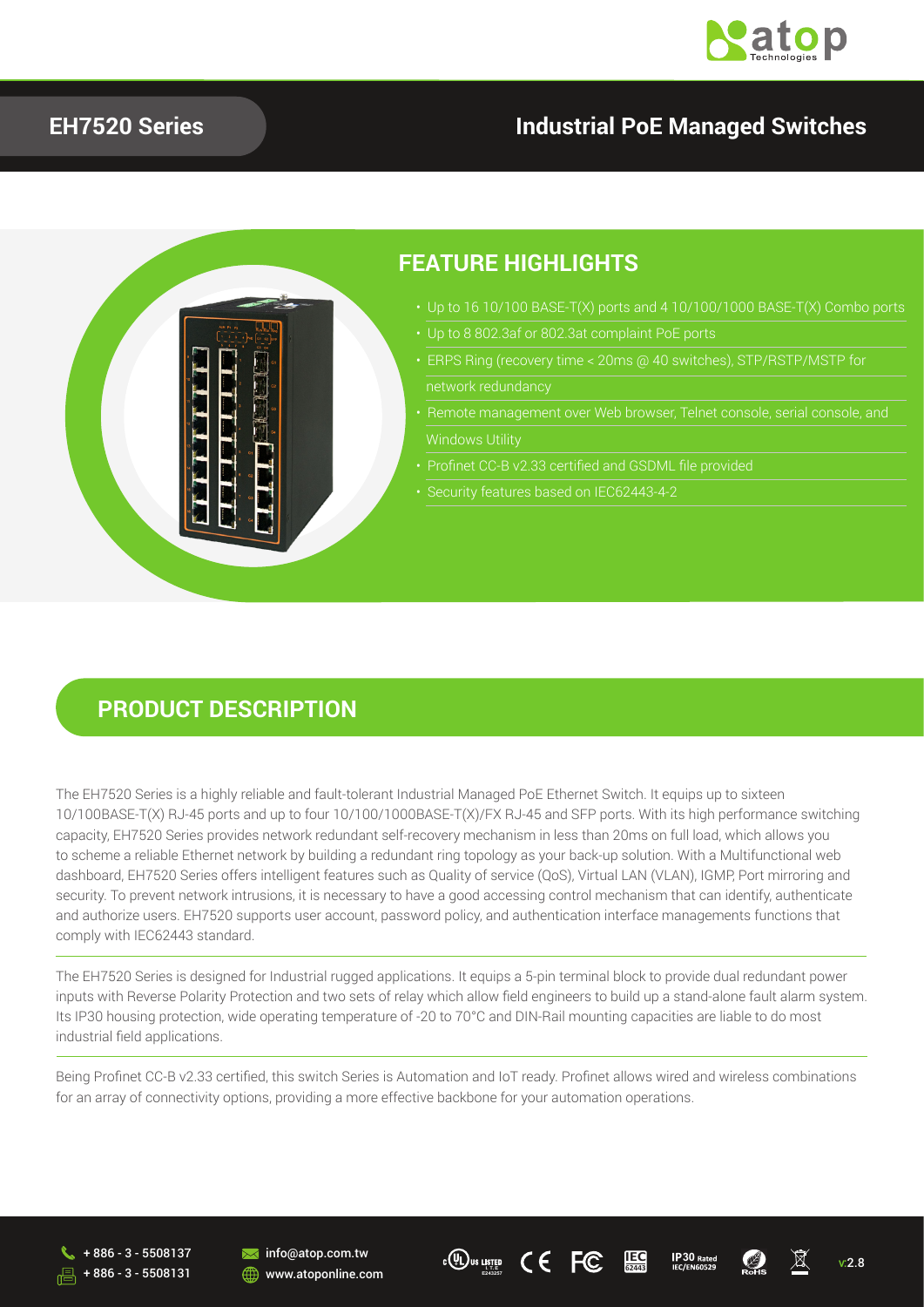# EH7520 Series

# Industrial PoE Managed Switches

## FEATURE HIGHLIGHTS

- Up to 16 10/100 BASE-T(X) ports and 4 10/100/1000 BASE-T(X) Combo ports
- Up to 8 802.3af or 802.3at complaint PoE ports
- ERPS Ring (recovery time < 20ms @ 40 switches), STP/RSTP/MSTP for network redundancy
- Remote management over Web browser, Telnet console, serial console, and Windows Utility
- Profinet CC-B v2.33 certified and GSDML file provided
- Security features based on IEC62443-4-2

## PRODUCT DESCRIPTION

The EH7520 Series is a highly reliable and fault-tolerant Industrial Managed PoE Ethernet Switch. It equips up to sixteen 10/100BASE-T(X) RJ-45 ports and up to four 10/100/1000BASE-T(X)/FX RJ-45 and SFP ports. With its high performance switching capacity, EH7520 Series provides network redundant self-recovery mechanism in less than 20ms on full load, which allows you to scheme a reliable Ethernet network by building a redundant ring topology as your back-up solution. With a Multifunctional web dashboard, EH7520 Series offers intelligent features such as Quality of service (QoS), Virtual LAN (VLAN), IGMP, Port mirroring and security. To prevent network intrusions, it is necessary to have a good accessing control mechanism that can identify, authenticate and authorize users. EH7520 supports user account, password policy, and authentication interface managements functions that comply with IEC62443 standard.

The EH7520 Series is designed for Industrial rugged applications. It equips a 5-pin terminal block to provide dual redundant power inputs with Reverse Polarity Protection and two sets of relay which allow field engineers to build up a stand-alone fault alarm system. Its IP30 housing protection, wide operating temperature of -20 to 70°C and DIN-Rail mounting capacities are liable to do most industrial field applications.

Being Profinet CC-B v2.33 certified, this switch Series is Automation and IoT ready. Profinet allows wired and wireless combinations for an array of connectivity options, providing a more effective backbone for your automation operations.

+ 886 - 3 - 5508137
+ 886 - 3 - 5508131
info@atop.com.tw
www.atoponline.com

v:2.8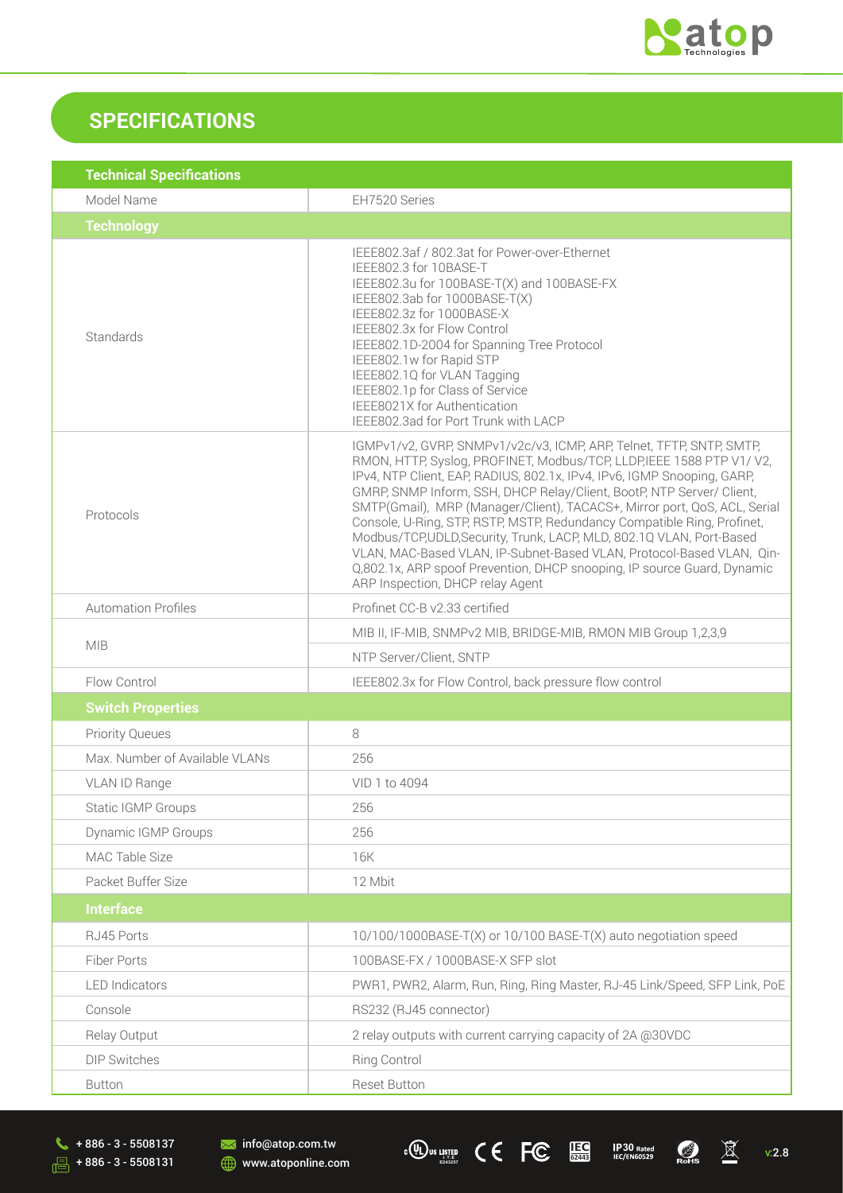## SPECIFICATIONS

| Technical Specifications | |
|---|---|
| Model Name | EH7520 Series |
| **Technology** | |
| Standards | IEEE802.3af / 802.3at for Power-over-Ethernet<br>IEEE802.3 for 10BASE-T<br>IEEE802.3u for 100BASE-T(X) and 100BASE-FX<br>IEEE802.3ab for 1000BASE-T(X)<br>IEEE802.3z for 1000BASE-X<br>IEEE802.3x for Flow Control<br>IEEE802.1D-2004 for Spanning Tree Protocol<br>IEEE802.1w for Rapid STP<br>IEEE802.1Q for VLAN Tagging<br>IEEE802.1p for Class of Service<br>IEEE8021X for Authentication<br>IEEE802.3ad for Port Trunk with LACP |
| Protocols | IGMPv1/v2, GVRP, SNMPv1/v2c/v3, ICMP, ARP, Telnet, TFTP, SNTP, SMTP, RMON, HTTP, Syslog, PROFINET, Modbus/TCP, LLDP,IEEE 1588 PTP V1/ V2, IPv4, NTP Client, EAP, RADIUS, 802.1x, IPv4, IPv6, IGMP Snooping, GARP, GMRP, SNMP Inform, SSH, DHCP Relay/Client, BootP, NTP Server/ Client, SMTP(Gmail), MRP (Manager/Client), TACACS+, Mirror port, QoS, ACL, Serial Console, U-Ring, STP, RSTP, MSTP, Redundancy Compatible Ring, Profinet, Modbus/TCP,UDLD,Security, Trunk, LACP, MLD, 802.1Q VLAN, Port-Based VLAN, MAC-Based VLAN, IP-Subnet-Based VLAN, Protocol-Based VLAN, Qin-Q,802.1x, ARP spoof Prevention, DHCP snooping, IP source Guard, Dynamic ARP Inspection, DHCP relay Agent |
| Automation Profiles | Profinet CC-B v2.33 certified |
| MIB | MIB II, IF-MIB, SNMPv2 MIB, BRIDGE-MIB, RMON MIB Group 1,2,3,9 |
| | NTP Server/Client, SNTP |
| Flow Control | IEEE802.3x for Flow Control, back pressure flow control |
| **Switch Properties** | |
| Priority Queues | 8 |
| Max. Number of Available VLANs | 256 |
| VLAN ID Range | VID 1 to 4094 |
| Static IGMP Groups | 256 |
| Dynamic IGMP Groups | 256 |
| MAC Table Size | 16K |
| Packet Buffer Size | 12 Mbit |
| **Interface** | |
| RJ45 Ports | 10/100/1000BASE-T(X) or 10/100 BASE-T(X) auto negotiation speed |
| Fiber Ports | 100BASE-FX / 1000BASE-X SFP slot |
| LED Indicators | PWR1, PWR2, Alarm, Run, Ring, Ring Master, RJ-45 Link/Speed, SFP Link, PoE |
| Console | RS232 (RJ45 connector) |
| Relay Output | 2 relay outputs with current carrying capacity of 2A @30VDC |
| DIP Switches | Ring Control |
| Button | Reset Button |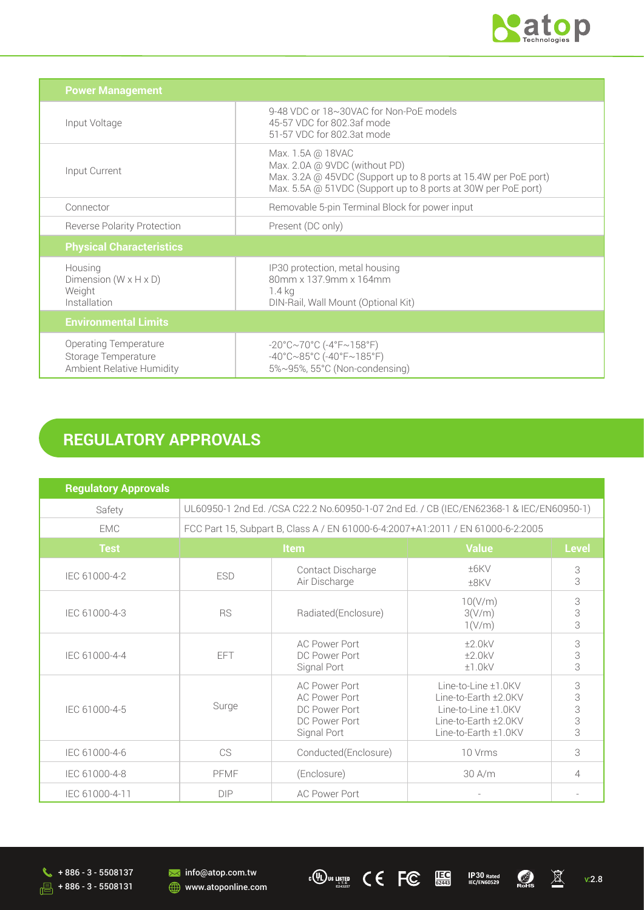| Power Management | |
|---|---|
| Input Voltage | 9-48 VDC or 18~30VAC for Non-PoE models<br>45-57 VDC for 802.3af mode<br>51-57 VDC for 802.3at mode |
| Input Current | Max. 1.5A @ 18VAC<br>Max. 2.0A @ 9VDC (without PD)<br>Max. 3.2A @ 45VDC (Support up to 8 ports at 15.4W per PoE port)<br>Max. 5.5A @ 51VDC (Support up to 8 ports at 30W per PoE port) |
| Connector | Removable 5-pin Terminal Block for power input |
| Reverse Polarity Protection | Present (DC only) |
| **Physical Characteristics** | |
| Housing<br>Dimension (W x H x D)<br>Weight<br>Installation | IP30 protection, metal housing<br>80mm x 137.9mm x 164mm<br>1.4 kg<br>DIN-Rail, Wall Mount (Optional Kit) |
| **Environmental Limits** | |
| Operating Temperature<br>Storage Temperature<br>Ambient Relative Humidity | -20°C~70°C (-4°F~158°F)<br>-40°C~85°C (-40°F~185°F)<br>5%~95%, 55°C (Non-condensing) |

## REGULATORY APPROVALS

| Regulatory Approvals | | | | |
|---|---|---|---|---|
| Safety | UL60950-1 2nd Ed. /CSA C22.2 No.60950-1-07 2nd Ed. / CB (IEC/EN62368-1 & IEC/EN60950-1) | | | |
| EMC | FCC Part 15, Subpart B, Class A / EN 61000-6-4:2007+A1:2011 / EN 61000-6-2:2005 | | | |
| **Test** | **Item** | | **Value** | **Level** |
| IEC 61000-4-2 | ESD | Contact Discharge<br>Air Discharge | ±6KV<br>±8KV | 3<br>3 |
| IEC 61000-4-3 | RS | Radiated(Enclosure) | 10(V/m)<br>3(V/m)<br>1(V/m) | 3<br>3<br>3 |
| IEC 61000-4-4 | EFT | AC Power Port<br>DC Power Port<br>Signal Port | ±2.0kV<br>±2.0kV<br>±1.0kV | 3<br>3<br>3 |
| IEC 61000-4-5 | Surge | AC Power Port<br>AC Power Port<br>DC Power Port<br>DC Power Port<br>Signal Port | Line-to-Line ±1.0KV<br>Line-to-Earth ±2.0KV<br>Line-to-Line ±1.0KV<br>Line-to-Earth ±2.0KV<br>Line-to-Earth ±1.0KV | 3<br>3<br>3<br>3<br>3 |
| IEC 61000-4-6 | CS | Conducted(Enclosure) | 10 Vrms | 3 |
| IEC 61000-4-8 | PFMF | (Enclosure) | 30 A/m | 4 |
| IEC 61000-4-11 | DIP | AC Power Port | - | - |

+ 886 - 3 - 5508137
+ 886 - 3 - 5508131
info@atop.com.tw
www.atoponline.com
v:2.8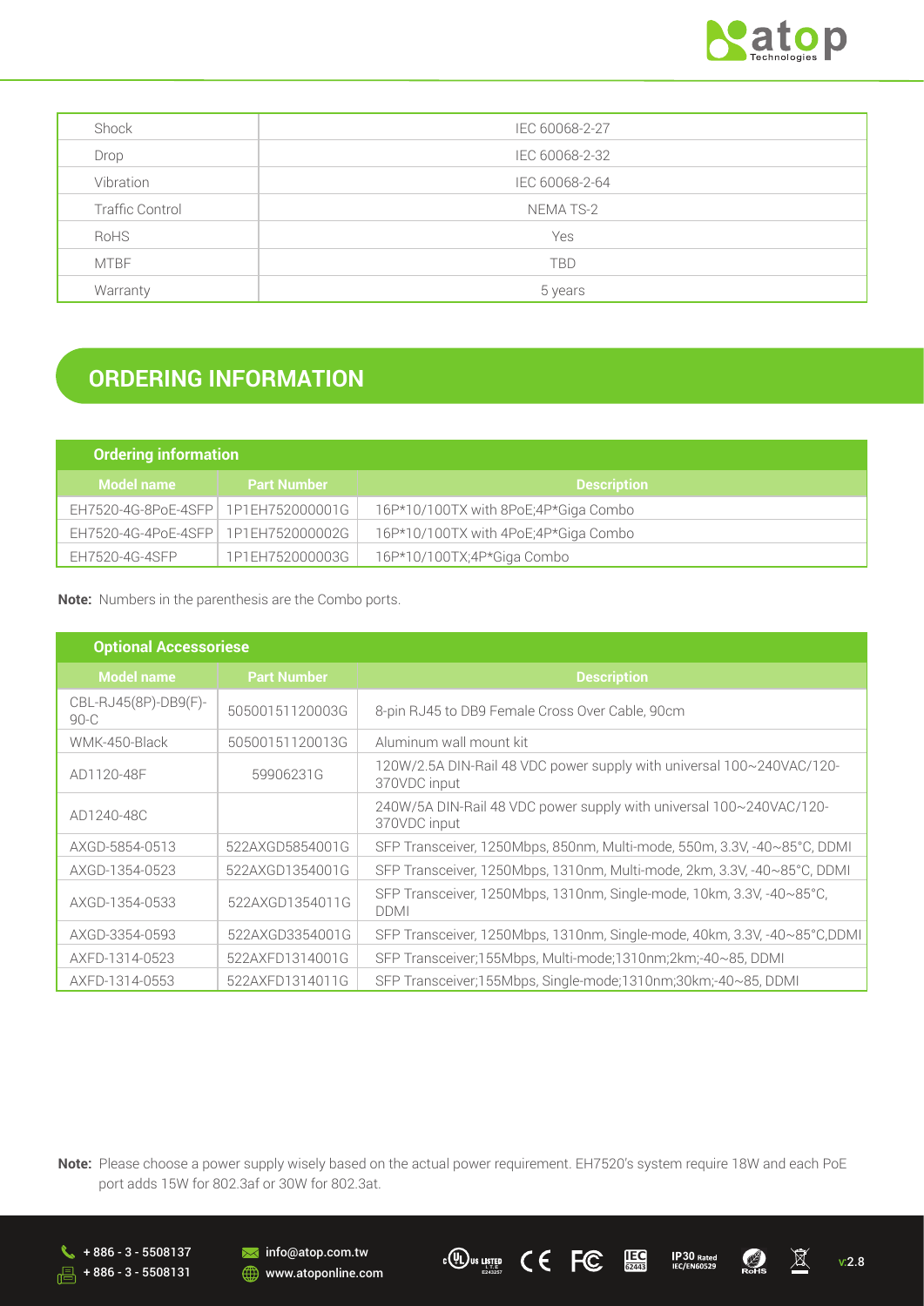| | |
|---|---|
| Shock | IEC 60068-2-27 |
| Drop | IEC 60068-2-32 |
| Vibration | IEC 60068-2-64 |
| Traffic Control | NEMA TS-2 |
| RoHS | Yes |
| MTBF | TBD |
| Warranty | 5 years |

## ORDERING INFORMATION

**Ordering information**

| Model name | Part Number | Description |
|---|---|---|
| EH7520-4G-8PoE-4SFP | 1P1EH752000001G | 16P*10/100TX with 8PoE;4P*Giga Combo |
| EH7520-4G-4PoE-4SFP | 1P1EH752000002G | 16P*10/100TX with 4PoE;4P*Giga Combo |
| EH7520-4G-4SFP | 1P1EH752000003G | 16P*10/100TX;4P*Giga Combo |

**Note:** Numbers in the parenthesis are the Combo ports.

**Optional Accessoriese**

| Model name | Part Number | Description |
|---|---|---|
| CBL-RJ45(8P)-DB9(F)-90-C | 50500151120003G | 8-pin RJ45 to DB9 Female Cross Over Cable, 90cm |
| WMK-450-Black | 50500151120013G | Aluminum wall mount kit |
| AD1120-48F | 59906231G | 120W/2.5A DIN-Rail 48 VDC power supply with universal 100~240VAC/120-370VDC input |
| AD1240-48C | | 240W/5A DIN-Rail 48 VDC power supply with universal 100~240VAC/120-370VDC input |
| AXGD-5854-0513 | 522AXGD5854001G | SFP Transceiver, 1250Mbps, 850nm, Multi-mode, 550m, 3.3V, -40~85°C, DDMI |
| AXGD-1354-0523 | 522AXGD1354001G | SFP Transceiver, 1250Mbps, 1310nm, Multi-mode, 2km, 3.3V, -40~85°C, DDMI |
| AXGD-1354-0533 | 522AXGD1354011G | SFP Transceiver, 1250Mbps, 1310nm, Single-mode, 10km, 3.3V, -40~85°C, DDMI |
| AXGD-3354-0593 | 522AXGD3354001G | SFP Transceiver, 1250Mbps, 1310nm, Single-mode, 40km, 3.3V, -40~85°C,DDMI |
| AXFD-1314-0523 | 522AXFD1314001G | SFP Transceiver;155Mbps, Multi-mode;1310nm;2km;-40~85, DDMI |
| AXFD-1314-0553 | 522AXFD1314011G | SFP Transceiver;155Mbps, Single-mode;1310nm;30km;-40~85, DDMI |

**Note:** Please choose a power supply wisely based on the actual power requirement. EH7520's system require 18W and each PoE port adds 15W for 802.3af or 30W for 802.3at.

+ 886 - 3 - 5508137
+ 886 - 3 - 5508131
info@atop.com.tw
www.atoponline.com
v:2.8